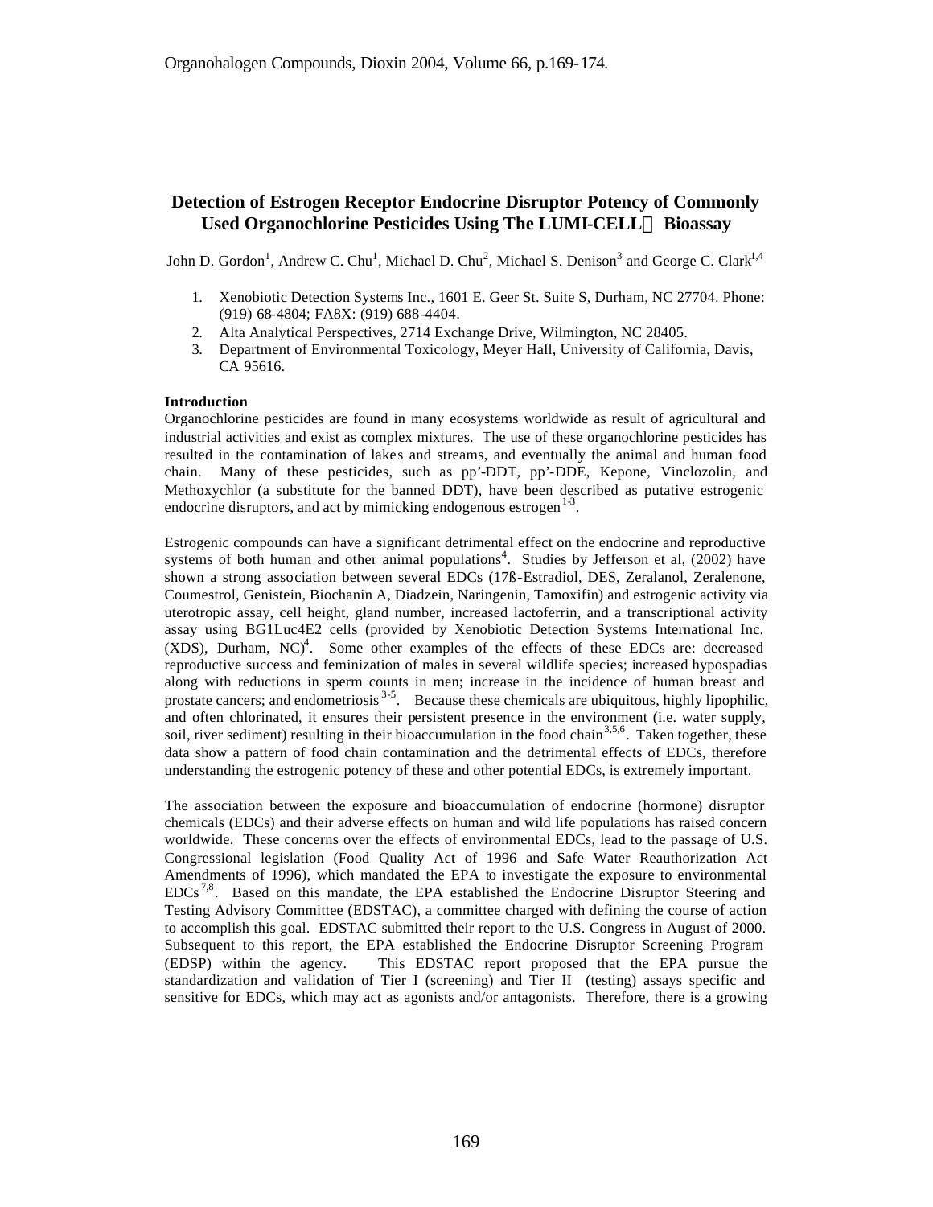# Detection of Estrogen Receptor Endocrine Disruptor Potency of Commonly Used Organochlorine Pesticides Using The LUMI-CELL Bioassay

John D. Gordon[1], Andrew C. Chu[1], Michael D. Chu[2], Michael S. Denison[3] and George C. Clark[1,4]

1. Xenobiotic Detection Systems Inc., 1601 E. Geer St. Suite S, Durham, NC 27704. Phone: (919) 68-4804; FA8X: (919) 688-4404.
2. Alta Analytical Perspectives, 2714 Exchange Drive, Wilmington, NC 28405.
3. Department of Environmental Toxicology, Meyer Hall, University of California, Davis, CA 95616.

## Introduction

Organochlorine pesticides are found in many ecosystems worldwide as result of agricultural and industrial activities and exist as complex mixtures. The use of these organochlorine pesticides has resulted in the contamination of lakes and streams, and eventually the animal and human food chain. Many of these pesticides, such as pp'-DDT, pp'-DDE, Kepone, Vinclozolin, and Methoxychlor (a substitute for the banned DDT), have been described as putative estrogenic endocrine disruptors, and act by mimicking endogenous estrogen[1-3].

Estrogenic compounds can have a significant detrimental effect on the endocrine and reproductive systems of both human and other animal populations[4]. Studies by Jefferson et al, (2002) have shown a strong association between several EDCs (17ß-Estradiol, DES, Zeralanol, Zeralenone, Coumestrol, Genistein, Biochanin A, Diadzein, Naringenin, Tamoxifin) and estrogenic activity via uterotropic assay, cell height, gland number, increased lactoferrin, and a transcriptional activity assay using BG1Luc4E2 cells (provided by Xenobiotic Detection Systems International Inc. (XDS), Durham, NC)[4]. Some other examples of the effects of these EDCs are: decreased reproductive success and feminization of males in several wildlife species; increased hypospadias along with reductions in sperm counts in men; increase in the incidence of human breast and prostate cancers; and endometriosis[3-5]. Because these chemicals are ubiquitous, highly lipophilic, and often chlorinated, it ensures their persistent presence in the environment (i.e. water supply, soil, river sediment) resulting in their bioaccumulation in the food chain[3,5,6]. Taken together, these data show a pattern of food chain contamination and the detrimental effects of EDCs, therefore understanding the estrogenic potency of these and other potential EDCs, is extremely important.

The association between the exposure and bioaccumulation of endocrine (hormone) disruptor chemicals (EDCs) and their adverse effects on human and wild life populations has raised concern worldwide. These concerns over the effects of environmental EDCs, lead to the passage of U.S. Congressional legislation (Food Quality Act of 1996 and Safe Water Reauthorization Act Amendments of 1996), which mandated the EPA to investigate the exposure to environmental EDCs[7,8]. Based on this mandate, the EPA established the Endocrine Disruptor Steering and Testing Advisory Committee (EDSTAC), a committee charged with defining the course of action to accomplish this goal. EDSTAC submitted their report to the U.S. Congress in August of 2000. Subsequent to this report, the EPA established the Endocrine Disruptor Screening Program (EDSP) within the agency. This EDSTAC report proposed that the EPA pursue the standardization and validation of Tier I (screening) and Tier II (testing) assays specific and sensitive for EDCs, which may act as agonists and/or antagonists. Therefore, there is a growing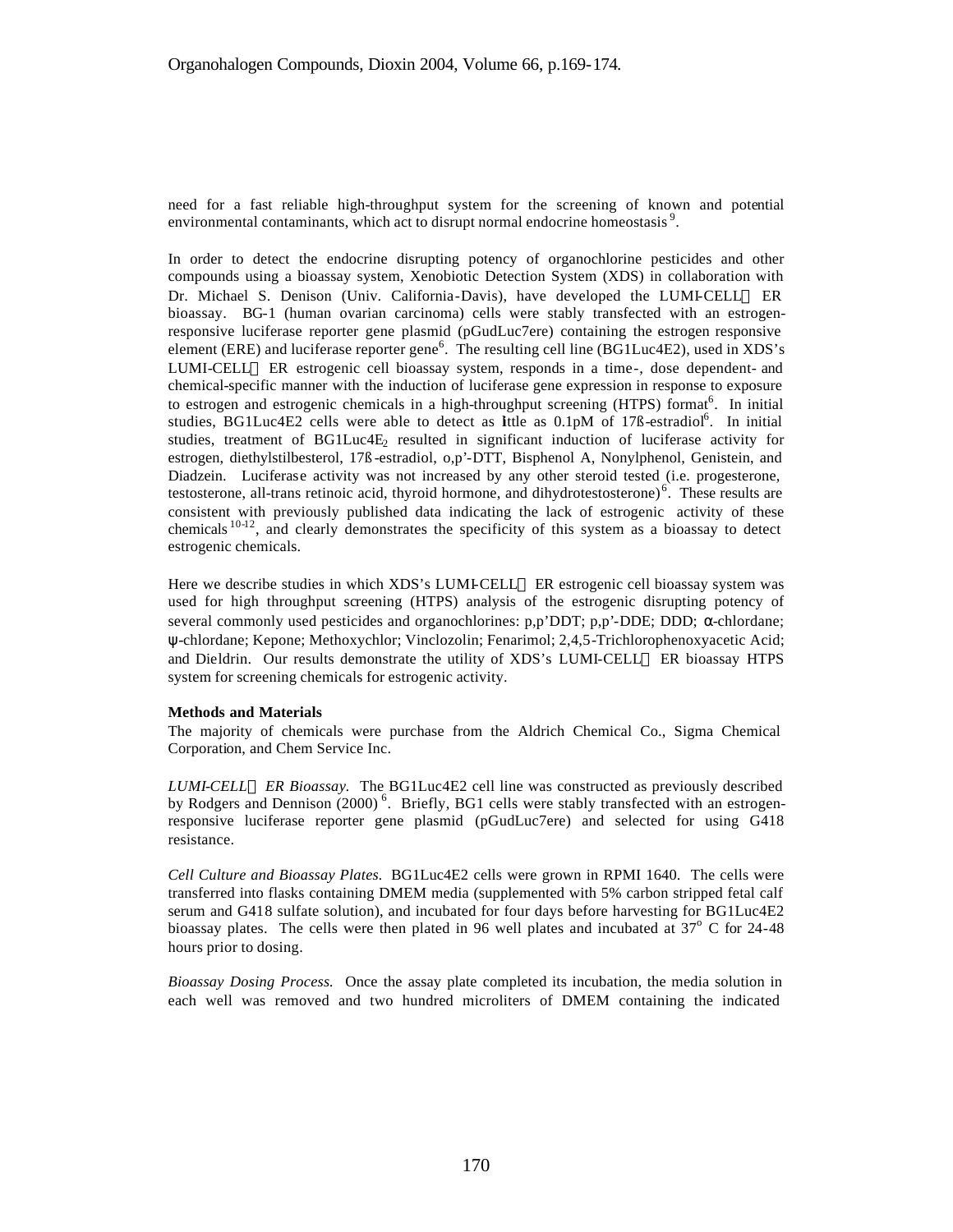need for a fast reliable high-throughput system for the screening of known and potential environmental contaminants, which act to disrupt normal endocrine homeostasis [9].

In order to detect the endocrine disrupting potency of organochlorine pesticides and other compounds using a bioassay system, Xenobiotic Detection System (XDS) in collaboration with Dr. Michael S. Denison (Univ. California-Davis), have developed the LUMI-CELL™ ER bioassay. BG-1 (human ovarian carcinoma) cells were stably transfected with an estrogen-responsive luciferase reporter gene plasmid (pGudLuc7ere) containing the estrogen responsive element (ERE) and luciferase reporter gene[6]. The resulting cell line (BG1Luc4E2), used in XDS's LUMI-CELL™ ER estrogenic cell bioassay system, responds in a time-, dose dependent- and chemical-specific manner with the induction of luciferase gene expression in response to exposure to estrogen and estrogenic chemicals in a high-throughput screening (HTPS) format[6]. In initial studies, BG1Luc4E2 cells were able to detect as little as 0.1pM of 17ß-estradiol[6]. In initial studies, treatment of BG1Luc4$E_2$ resulted in significant induction of luciferase activity for estrogen, diethylstilbesterol, 17ß-estradiol, o,p'-DTT, Bisphenol A, Nonylphenol, Genistein, and Diadzein. Luciferase activity was not increased by any other steroid tested (i.e. progesterone, testosterone, all-trans retinoic acid, thyroid hormone, and dihydrotestosterone)[6]. These results are consistent with previously published data indicating the lack of estrogenic activity of these chemicals [10-12], and clearly demonstrates the specificity of this system as a bioassay to detect estrogenic chemicals.

Here we describe studies in which XDS's LUMI-CELL™ ER estrogenic cell bioassay system was used for high throughput screening (HTPS) analysis of the estrogenic disrupting potency of several commonly used pesticides and organochlorines: p,p'DDT; p,p'-DDE; DDD; α-chlordane; ψ-chlordane; Kepone; Methoxychlor; Vinclozolin; Fenarimol; 2,4,5-Trichlorophenoxyacetic Acid; and Dieldrin. Our results demonstrate the utility of XDS's LUMI-CELL™ ER bioassay HTPS system for screening chemicals for estrogenic activity.

**Methods and Materials**

The majority of chemicals were purchase from the Aldrich Chemical Co., Sigma Chemical Corporation, and Chem Service Inc.

*LUMI-CELL™ ER Bioassay.* The BG1Luc4E2 cell line was constructed as previously described by Rodgers and Dennison (2000) [6]. Briefly, BG1 cells were stably transfected with an estrogen-responsive luciferase reporter gene plasmid (pGudLuc7ere) and selected for using G418 resistance.

*Cell Culture and Bioassay Plates.* BG1Luc4E2 cells were grown in RPMI 1640. The cells were transferred into flasks containing DMEM media (supplemented with 5% carbon stripped fetal calf serum and G418 sulfate solution), and incubated for four days before harvesting for BG1Luc4E2 bioassay plates. The cells were then plated in 96 well plates and incubated at 37° C for 24-48 hours prior to dosing.

*Bioassay Dosing Process.* Once the assay plate completed its incubation, the media solution in each well was removed and two hundred microliters of DMEM containing the indicated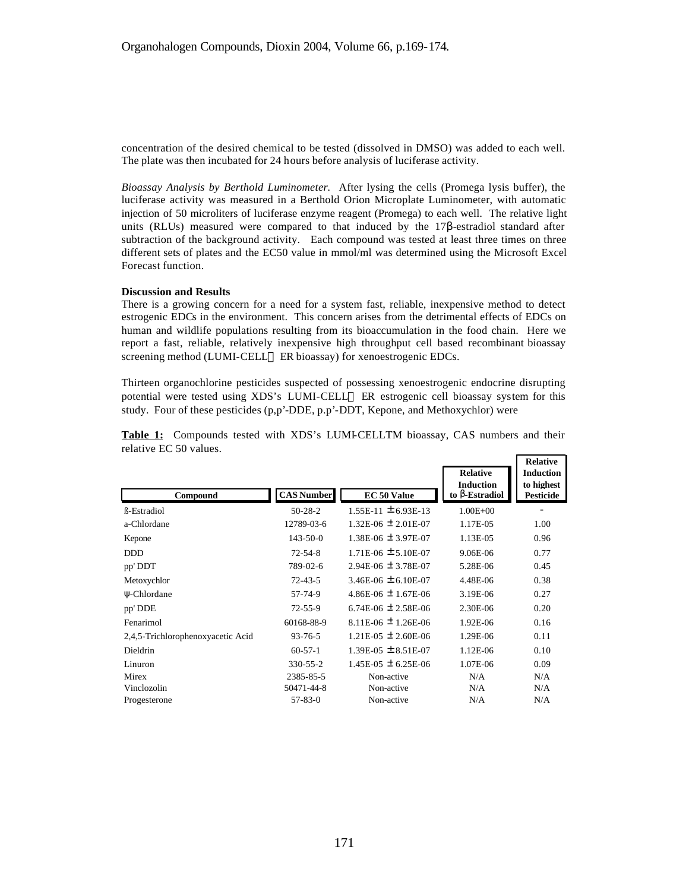concentration of the desired chemical to be tested (dissolved in DMSO) was added to each well. The plate was then incubated for 24 hours before analysis of luciferase activity.

*Bioassay Analysis by Berthold Luminometer.* After lysing the cells (Promega lysis buffer), the luciferase activity was measured in a Berthold Orion Microplate Luminometer, with automatic injection of 50 microliters of luciferase enzyme reagent (Promega) to each well. The relative light units (RLUs) measured were compared to that induced by the 17β-estradiol standard after subtraction of the background activity. Each compound was tested at least three times on three different sets of plates and the EC50 value in mmol/ml was determined using the Microsoft Excel Forecast function.

**Discussion and Results**

There is a growing concern for a need for a system fast, reliable, inexpensive method to detect estrogenic EDCs in the environment. This concern arises from the detrimental effects of EDCs on human and wildlife populations resulting from its bioaccumulation in the food chain. Here we report a fast, reliable, relatively inexpensive high throughput cell based recombinant bioassay screening method (LUMI-CELL™ ER bioassay) for xenoestrogenic EDCs.

Thirteen organochlorine pesticides suspected of possessing xenoestrogenic endocrine disrupting potential were tested using XDS's LUMI-CELL™ ER estrogenic cell bioassay system for this study. Four of these pesticides (p,p'-DDE, p.p'-DDT, Kepone, and Methoxychlor) were

**Table 1:** Compounds tested with XDS's LUMI-CELLTM bioassay, CAS numbers and their relative EC 50 values.

| Compound | CAS Number | EC 50 Value | Relative Induction to β-Estradiol | Relative Induction to highest Pesticide |
|---|---|---|---|---|
| ß-Estradiol | 50-28-2 | 1.55E-11 ± 6.93E-13 | 1.00E+00 | - |
| a-Chlordane | 12789-03-6 | 1.32E-06 ± 2.01E-07 | 1.17E-05 | 1.00 |
| Kepone | 143-50-0 | 1.38E-06 ± 3.97E-07 | 1.13E-05 | 0.96 |
| DDD | 72-54-8 | 1.71E-06 ± 5.10E-07 | 9.06E-06 | 0.77 |
| pp' DDT | 789-02-6 | 2.94E-06 ± 3.78E-07 | 5.28E-06 | 0.45 |
| Metoxychlor | 72-43-5 | 3.46E-06 ± 6.10E-07 | 4.48E-06 | 0.38 |
| ψ-Chlordane | 57-74-9 | 4.86E-06 ± 1.67E-06 | 3.19E-06 | 0.27 |
| pp' DDE | 72-55-9 | 6.74E-06 ± 2.58E-06 | 2.30E-06 | 0.20 |
| Fenarimol | 60168-88-9 | 8.11E-06 ± 1.26E-06 | 1.92E-06 | 0.16 |
| 2,4,5-Trichlorophenoxyacetic Acid | 93-76-5 | 1.21E-05 ± 2.60E-06 | 1.29E-06 | 0.11 |
| Dieldrin | 60-57-1 | 1.39E-05 ± 8.51E-07 | 1.12E-06 | 0.10 |
| Linuron | 330-55-2 | 1.45E-05 ± 6.25E-06 | 1.07E-06 | 0.09 |
| Mirex | 2385-85-5 | Non-active | N/A | N/A |
| Vinclozolin | 50471-44-8 | Non-active | N/A | N/A |
| Progesterone | 57-83-0 | Non-active | N/A | N/A |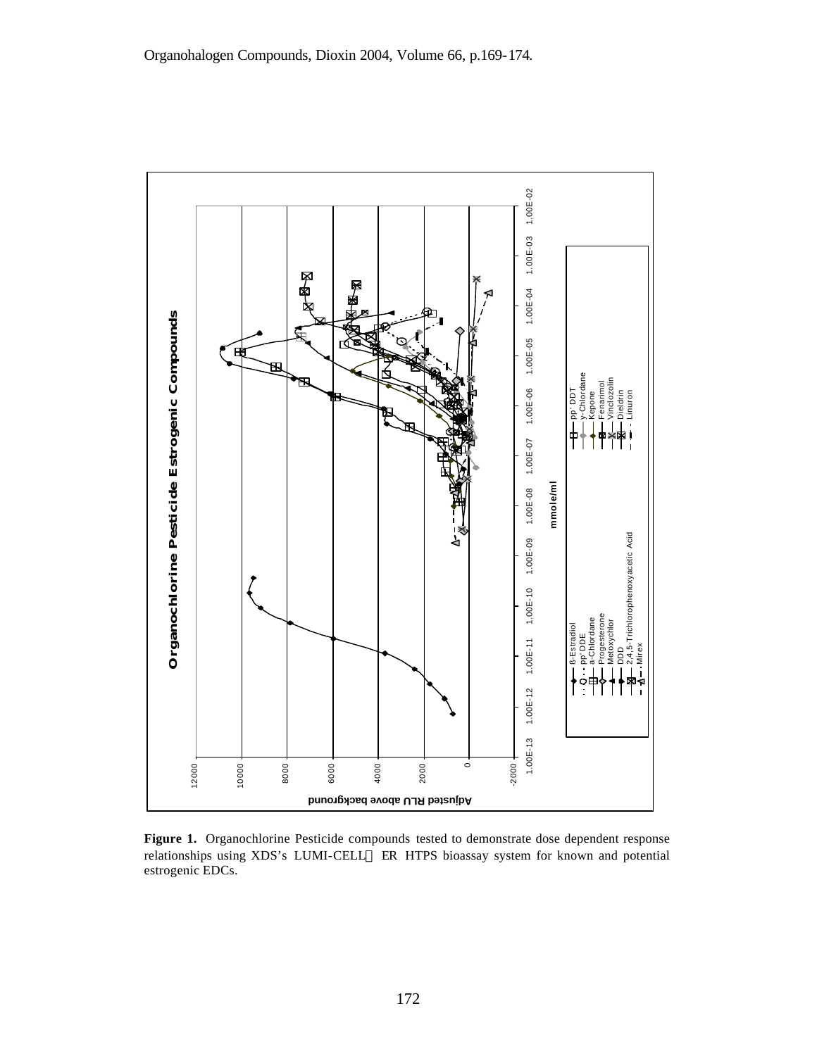**Figure 1.** Organochlorine Pesticide compounds tested to demonstrate dose dependent response relationships using XDS's LUMI-CELL ER HTPS bioassay system for known and potential estrogenic EDCs.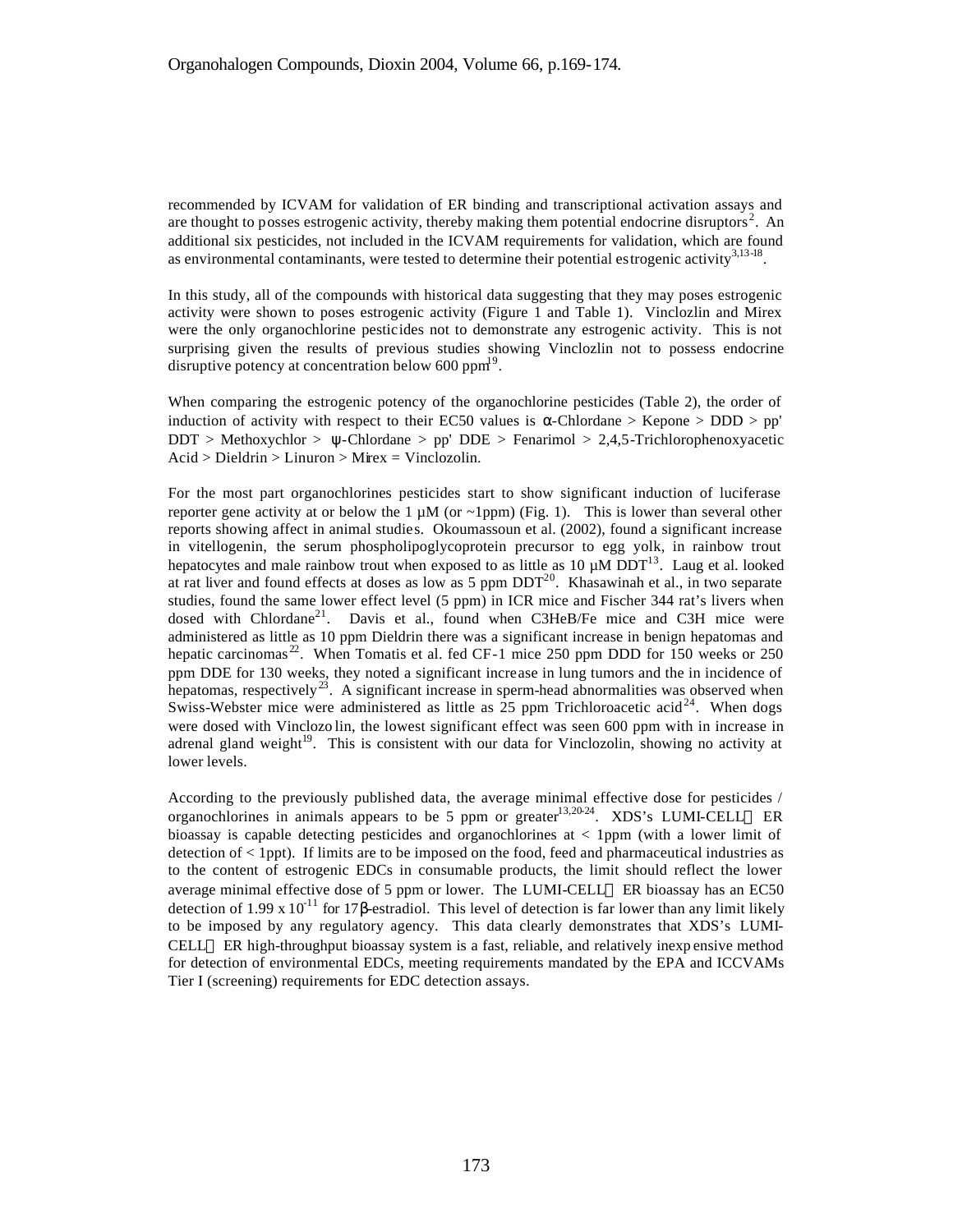recommended by ICVAM for validation of ER binding and transcriptional activation assays and are thought to posses estrogenic activity, thereby making them potential endocrine disruptors[2]. An additional six pesticides, not included in the ICVAM requirements for validation, which are found as environmental contaminants, were tested to determine their potential estrogenic activity[3,13-18].

In this study, all of the compounds with historical data suggesting that they may poses estrogenic activity were shown to poses estrogenic activity (Figure 1 and Table 1). Vinclozlin and Mirex were the only organochlorine pesticides not to demonstrate any estrogenic activity. This is not surprising given the results of previous studies showing Vinclozlin not to possess endocrine disruptive potency at concentration below 600 ppm[19].

When comparing the estrogenic potency of the organochlorine pesticides (Table 2), the order of induction of activity with respect to their EC50 values is α-Chlordane > Kepone > DDD > pp' DDT > Methoxychlor > ψ-Chlordane > pp' DDE > Fenarimol > 2,4,5-Trichlorophenoxyacetic Acid > Dieldrin > Linuron > Mirex = Vinclozolin.

For the most part organochlorines pesticides start to show significant induction of luciferase reporter gene activity at or below the 1 µM (or ~1ppm) (Fig. 1). This is lower than several other reports showing affect in animal studies. Okoumassoun et al. (2002), found a significant increase in vitellogenin, the serum phospholipoglycoprotein precursor to egg yolk, in rainbow trout hepatocytes and male rainbow trout when exposed to as little as 10 µM DDT[13]. Laug et al. looked at rat liver and found effects at doses as low as 5 ppm DDT[20]. Khasawinah et al., in two separate studies, found the same lower effect level (5 ppm) in ICR mice and Fischer 344 rat's livers when dosed with Chlordane[21]. Davis et al., found when C3HeB/Fe mice and C3H mice were administered as little as 10 ppm Dieldrin there was a significant increase in benign hepatomas and hepatic carcinomas[22]. When Tomatis et al. fed CF-1 mice 250 ppm DDD for 150 weeks or 250 ppm DDE for 130 weeks, they noted a significant increase in lung tumors and the in incidence of hepatomas, respectively[23]. A significant increase in sperm-head abnormalities was observed when Swiss-Webster mice were administered as little as 25 ppm Trichloroacetic acid[24]. When dogs were dosed with Vinclozo lin, the lowest significant effect was seen 600 ppm with in increase in adrenal gland weight[19]. This is consistent with our data for Vinclozolin, showing no activity at lower levels.

According to the previously published data, the average minimal effective dose for pesticides / organochlorines in animals appears to be 5 ppm or greater[13,20-24]. XDS's LUMI-CELL™ ER bioassay is capable detecting pesticides and organochlorines at < 1ppm (with a lower limit of detection of < 1ppt). If limits are to be imposed on the food, feed and pharmaceutical industries as to the content of estrogenic EDCs in consumable products, the limit should reflect the lower average minimal effective dose of 5 ppm or lower. The LUMI-CELL™ ER bioassay has an EC50 detection of $1.99 \times 10^{-11}$ for 17β-estradiol. This level of detection is far lower than any limit likely to be imposed by any regulatory agency. This data clearly demonstrates that XDS's LUMI-CELL™ ER high-throughput bioassay system is a fast, reliable, and relatively inexpensive method for detection of environmental EDCs, meeting requirements mandated by the EPA and ICCVAMs Tier I (screening) requirements for EDC detection assays.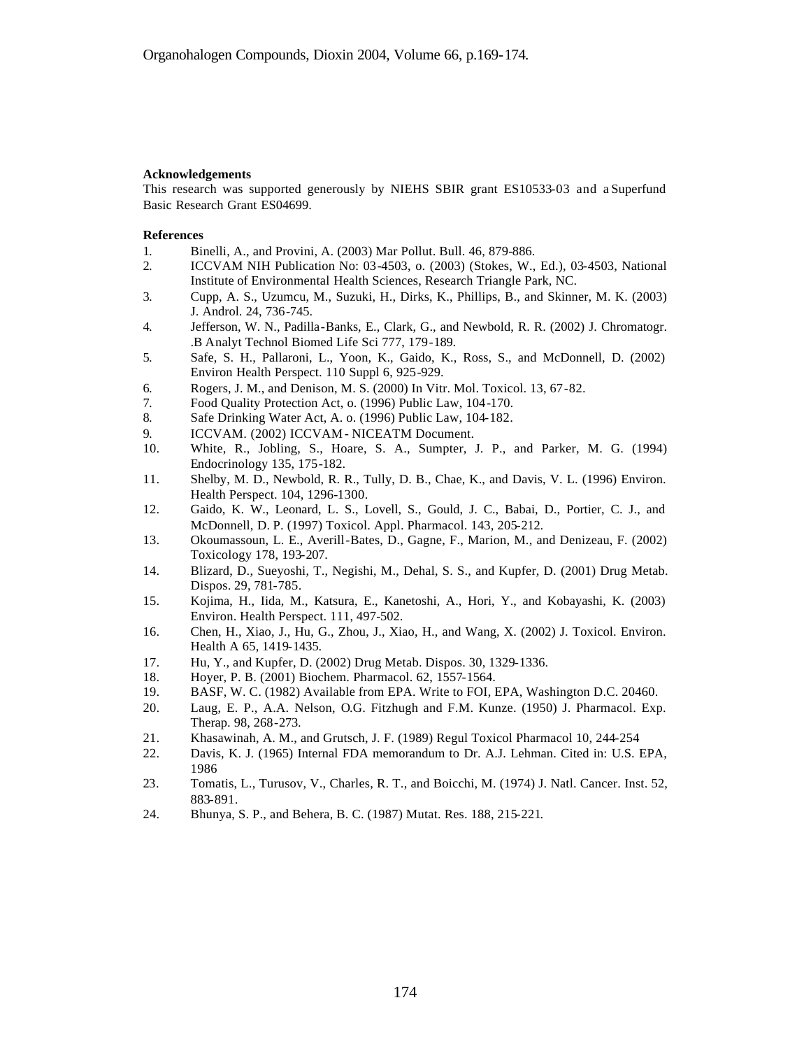**Acknowledgements**

This research was supported generously by NIEHS SBIR grant ES10533-03 and a Superfund Basic Research Grant ES04699.

**References**

1. Binelli, A., and Provini, A. (2003) Mar Pollut. Bull. 46, 879-886.
2. ICCVAM NIH Publication No: 03-4503, o. (2003) (Stokes, W., Ed.), 03-4503, National Institute of Environmental Health Sciences, Research Triangle Park, NC.
3. Cupp, A. S., Uzumcu, M., Suzuki, H., Dirks, K., Phillips, B., and Skinner, M. K. (2003) J. Androl. 24, 736-745.
4. Jefferson, W. N., Padilla-Banks, E., Clark, G., and Newbold, R. R. (2002) J. Chromatogr. .B Analyt Technol Biomed Life Sci 777, 179-189.
5. Safe, S. H., Pallaroni, L., Yoon, K., Gaido, K., Ross, S., and McDonnell, D. (2002) Environ Health Perspect. 110 Suppl 6, 925-929.
6. Rogers, J. M., and Denison, M. S. (2000) In Vitr. Mol. Toxicol. 13, 67-82.
7. Food Quality Protection Act, o. (1996) Public Law, 104-170.
8. Safe Drinking Water Act, A. o. (1996) Public Law, 104-182.
9. ICCVAM. (2002) ICCVAM - NICEATM Document.
10. White, R., Jobling, S., Hoare, S. A., Sumpter, J. P., and Parker, M. G. (1994) Endocrinology 135, 175-182.
11. Shelby, M. D., Newbold, R. R., Tully, D. B., Chae, K., and Davis, V. L. (1996) Environ. Health Perspect. 104, 1296-1300.
12. Gaido, K. W., Leonard, L. S., Lovell, S., Gould, J. C., Babai, D., Portier, C. J., and McDonnell, D. P. (1997) Toxicol. Appl. Pharmacol. 143, 205-212.
13. Okoumassoun, L. E., Averill-Bates, D., Gagne, F., Marion, M., and Denizeau, F. (2002) Toxicology 178, 193-207.
14. Blizard, D., Sueyoshi, T., Negishi, M., Dehal, S. S., and Kupfer, D. (2001) Drug Metab. Dispos. 29, 781-785.
15. Kojima, H., Iida, M., Katsura, E., Kanetoshi, A., Hori, Y., and Kobayashi, K. (2003) Environ. Health Perspect. 111, 497-502.
16. Chen, H., Xiao, J., Hu, G., Zhou, J., Xiao, H., and Wang, X. (2002) J. Toxicol. Environ. Health A 65, 1419-1435.
17. Hu, Y., and Kupfer, D. (2002) Drug Metab. Dispos. 30, 1329-1336.
18. Hoyer, P. B. (2001) Biochem. Pharmacol. 62, 1557-1564.
19. BASF, W. C. (1982) Available from EPA. Write to FOI, EPA, Washington D.C. 20460.
20. Laug, E. P., A.A. Nelson, O.G. Fitzhugh and F.M. Kunze. (1950) J. Pharmacol. Exp. Therap. 98, 268-273.
21. Khasawinah, A. M., and Grutsch, J. F. (1989) Regul Toxicol Pharmacol 10, 244-254
22. Davis, K. J. (1965) Internal FDA memorandum to Dr. A.J. Lehman. Cited in: U.S. EPA, 1986
23. Tomatis, L., Turusov, V., Charles, R. T., and Boicchi, M. (1974) J. Natl. Cancer. Inst. 52, 883-891.
24. Bhunya, S. P., and Behera, B. C. (1987) Mutat. Res. 188, 215-221.